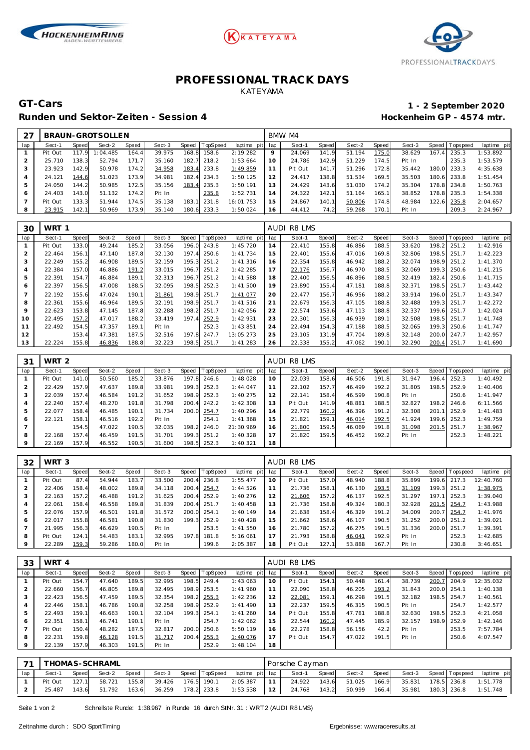# PROFESSIONAL TRACK DAYS

KATEYAMA

## GT-Cars

**Runden und Sektor-Zeiten - Session 4**

**1 - 2 September 2020**

**Hockenheim GP - 4574 mtr.**

| 27 | BRAUN-GROTSOLLEN | | | | | | | | BMW M4 | | | | | | | | |
|---|---|---|---|---|---|---|---|---|---|---|---|---|---|---|---|---|---|
| lap | Sect-1 | Speed | Sect-2 | Speed | Sect-3 | Speed | TopSpeed | laptime pit | lap | Sect-1 | Speed | Sect-2 | Speed | Sect-3 | Speed | Topspeed | laptime pit |
| 1 | Pit Out | 117.9 | 1:04.485 | 164.4 | 39.975 | 168.8 | 158.6 | 2:19.282 | 9 | 24.069 | 141.9 | 51.194 | 175.0 | 38.629 | 167.4 | 235.3 | 1:53.892 |
| 2 | 25.710 | 138.3 | 52.794 | 171.7 | 35.160 | 182.7 | 218.2 | 1:53.664 | 10 | 24.786 | 142.9 | 51.229 | 174.5 | Pit In | | 235.3 | 1:53.579 |
| 3 | 23.923 | 142.9 | 50.978 | 174.2 | 34.958 | 183.4 | 233.8 | 1:49.859 | 11 | Pit Out | 141.7 | 51.296 | 172.8 | 35.442 | 180.0 | 233.3 | 4:35.638 |
| 4 | 24.121 | 144.6 | 51.023 | 173.9 | 34.981 | 182.4 | 234.3 | 1:50.125 | 12 | 24.417 | 138.8 | 51.534 | 169.5 | 35.503 | 180.6 | 233.8 | 1:51.454 |
| 5 | 24.050 | 144.2 | 50.985 | 172.5 | 35.156 | 183.4 | 235.3 | 1:50.191 | 13 | 24.429 | 143.6 | 51.030 | 174.2 | 35.304 | 178.8 | 234.8 | 1:50.763 |
| 6 | 24.403 | 143.0 | 51.132 | 174.2 | Pit In | | 235.8 | 1:52.731 | 14 | 24.322 | 142.1 | 51.164 | 165.1 | 38.852 | 178.8 | 235.3 | 1:54.338 |
| 7 | Pit Out | 133.3 | 51.944 | 174.5 | 35.138 | 183.1 | 231.8 | 16:01.753 | 15 | 24.867 | 140.1 | 50.806 | 174.8 | 48.984 | 122.6 | 235.8 | 2:04.657 |
| 8 | 23.915 | 142.1 | 50.969 | 173.9 | 35.140 | 180.6 | 233.3 | 1:50.024 | 16 | 44.412 | 74.2 | 59.268 | 170.1 | Pit In | | 209.3 | 2:24.967 |

| 30 | WRT 1 | | | | | | | | AUDI R8 LMS | | | | | | | | |
|---|---|---|---|---|---|---|---|---|---|---|---|---|---|---|---|---|---|
| lap | Sect-1 | Speed | Sect-2 | Speed | Sect-3 | Speed | TopSpeed | laptime pit | lap | Sect-1 | Speed | Sect-2 | Speed | Sect-3 | Speed | Topspeed | laptime pit |
| 1 | Pit Out | 133.0 | 49.244 | 185.2 | 33.056 | 196.0 | 243.8 | 1:45.720 | 14 | 22.410 | 155.8 | 46.886 | 188.5 | 33.620 | 198.2 | 251.2 | 1:42.916 |
| 2 | 22.464 | 156.1 | 47.140 | 187.8 | 32.130 | 197.4 | 250.6 | 1:41.734 | 15 | 22.401 | 155.6 | 47.016 | 169.8 | 32.806 | 198.5 | 251.7 | 1:42.223 |
| 3 | 22.249 | 155.2 | 46.908 | 189.5 | 32.159 | 195.3 | 251.2 | 1:41.316 | 16 | 22.354 | 155.8 | 46.942 | 188.2 | 32.074 | 198.9 | 251.2 | 1:41.370 |
| 4 | 22.384 | 157.0 | 46.886 | 191.2 | 33.015 | 196.7 | 251.2 | 1:42.285 | 17 | 22.176 | 156.7 | 46.970 | 188.5 | 32.069 | 199.3 | 250.6 | 1:41.215 |
| 5 | 22.391 | 154.7 | 46.884 | 189.1 | 32.313 | 196.7 | 251.2 | 1:41.588 | 18 | 22.400 | 156.5 | 46.896 | 188.5 | 32.419 | 182.4 | 250.6 | 1:41.715 |
| 6 | 22.397 | 156.5 | 47.008 | 188.5 | 32.095 | 198.5 | 252.3 | 1:41.500 | 19 | 23.890 | 155.4 | 47.181 | 188.8 | 32.371 | 198.5 | 251.7 | 1:43.442 |
| 7 | 22.192 | 155.6 | 47.024 | 190.1 | 31.861 | 198.9 | 251.7 | 1:41.077 | 20 | 22.477 | 156.7 | 46.956 | 188.2 | 33.914 | 196.0 | 251.7 | 1:43.347 |
| 8 | 22.361 | 155.6 | 46.964 | 189.5 | 32.191 | 198.9 | 251.7 | 1:41.516 | 21 | 22.679 | 156.3 | 47.105 | 188.8 | 32.488 | 199.3 | 251.7 | 1:42.272 |
| 9 | 22.623 | 153.8 | 47.145 | 187.8 | 32.288 | 198.2 | 251.7 | 1:42.056 | 22 | 22.574 | 153.6 | 47.113 | 188.8 | 32.337 | 199.6 | 251.7 | 1:42.024 |
| 10 | 22.495 | 157.2 | 47.017 | 188.2 | 33.419 | 197.4 | 252.9 | 1:42.931 | 23 | 22.301 | 156.3 | 46.939 | 189.1 | 32.508 | 198.5 | 251.7 | 1:41.748 |
| 11 | 22.492 | 154.5 | 47.357 | 189.1 | Pit In | | 252.3 | 1:43.851 | 24 | 22.494 | 154.3 | 47.188 | 188.5 | 32.065 | 199.3 | 250.6 | 1:41.747 |
| 12 | | 153.4 | 47.381 | 187.5 | 32.516 | 197.8 | 247.7 | 13:05.273 | 25 | 23.105 | 131.9 | 47.704 | 189.8 | 32.148 | 200.0 | 247.7 | 1:42.957 |
| 13 | 22.224 | 155.8 | 46.836 | 188.8 | 32.223 | 198.5 | 251.7 | 1:41.283 | 26 | 22.338 | 155.2 | 47.062 | 190.1 | 32.290 | 200.4 | 251.7 | 1:41.690 |

| 31 | WRT 2 | | | | | | | | AUDI R8 LMS | | | | | | | | |
|---|---|---|---|---|---|---|---|---|---|---|---|---|---|---|---|---|---|
| lap | Sect-1 | Speed | Sect-2 | Speed | Sect-3 | Speed | TopSpeed | laptime pit | lap | Sect-1 | Speed | Sect-2 | Speed | Sect-3 | Speed | Topspeed | laptime pit |
| 1 | Pit Out | 141.0 | 50.560 | 185.2 | 33.876 | 197.8 | 246.6 | 1:48.028 | 10 | 22.039 | 158.6 | 46.506 | 191.8 | 31.947 | 196.4 | 252.3 | 1:40.492 |
| 2 | 22.429 | 157.9 | 47.637 | 189.8 | 33.981 | 199.3 | 252.3 | 1:44.047 | 11 | 22.102 | 157.7 | 46.499 | 192.2 | 31.805 | 198.5 | 252.9 | 1:40.406 |
| 3 | 22.039 | 157.4 | 46.584 | 191.2 | 31.652 | 198.9 | 252.3 | 1:40.275 | 12 | 22.141 | 158.4 | 46.599 | 190.8 | Pit In | | 250.6 | 1:41.947 |
| 4 | 22.240 | 157.4 | 48.270 | 191.8 | 31.798 | 200.4 | 242.2 | 1:42.308 | 13 | Pit Out | 141.9 | 48.881 | 188.5 | 32.827 | 198.2 | 246.6 | 6:11.566 |
| 5 | 22.077 | 158.4 | 46.485 | 190.1 | 31.734 | 200.0 | 254.7 | 1:40.296 | 14 | 22.779 | 160.2 | 46.396 | 191.2 | 32.308 | 201.1 | 252.9 | 1:41.483 |
| 6 | 22.121 | 158.1 | 46.516 | 192.2 | Pit In | | 254.1 | 1:41.368 | 15 | 21.821 | 159.1 | 46.014 | 192.5 | 41.924 | 199.6 | 252.3 | 1:49.759 |
| 7 | | 154.5 | 47.022 | 190.5 | 32.035 | 198.2 | 246.0 | 21:30.969 | 16 | 21.800 | 159.5 | 46.069 | 191.8 | 31.098 | 201.5 | 251.7 | 1:38.967 |
| 8 | 22.168 | 157.4 | 46.459 | 191.5 | 31.701 | 199.3 | 251.2 | 1:40.328 | 17 | 21.820 | 159.5 | 46.452 | 192.2 | Pit In | | 252.3 | 1:48.221 |
| 9 | 22.169 | 157.9 | 46.552 | 190.5 | 31.600 | 198.5 | 252.3 | 1:40.321 | 18 | | | | | | | | |

| 32 | WRT 3 | | | | | | | | AUDI R8 LMS | | | | | | | | |
|---|---|---|---|---|---|---|---|---|---|---|---|---|---|---|---|---|---|
| lap | Sect-1 | Speed | Sect-2 | Speed | Sect-3 | Speed | TopSpeed | laptime pit | lap | Sect-1 | Speed | Sect-2 | Speed | Sect-3 | Speed | Topspeed | laptime pit |
| 1 | Pit Out | 87.4 | 54.944 | 183.7 | 33.500 | 200.4 | 236.8 | 1:55.477 | 10 | Pit Out | 157.0 | 48.940 | 188.8 | 35.899 | 199.6 | 217.3 | 12:40.760 |
| 2 | 22.406 | 158.4 | 48.002 | 189.8 | 34.118 | 200.4 | 254.7 | 1:44.526 | 11 | 21.736 | 158.1 | 46.130 | 193.5 | 31.109 | 199.3 | 251.2 | 1:38.975 |
| 3 | 22.163 | 157.2 | 46.488 | 191.2 | 31.625 | 200.4 | 252.9 | 1:40.276 | 12 | 21.606 | 157.2 | 46.137 | 192.5 | 31.297 | 197.1 | 252.3 | 1:39.040 |
| 4 | 22.061 | 158.4 | 46.558 | 189.8 | 31.839 | 200.4 | 251.7 | 1:40.458 | 13 | 21.736 | 158.8 | 49.324 | 180.3 | 32.928 | 201.5 | 254.7 | 1:43.988 |
| 5 | 22.076 | 157.9 | 46.501 | 191.8 | 31.572 | 200.0 | 254.1 | 1:40.149 | 14 | 21.638 | 158.4 | 46.329 | 191.2 | 34.009 | 200.7 | 254.7 | 1:41.976 |
| 6 | 22.017 | 155.8 | 46.581 | 190.8 | 31.830 | 199.3 | 252.9 | 1:40.428 | 15 | 21.662 | 158.6 | 46.107 | 190.5 | 31.252 | 200.0 | 251.2 | 1:39.021 |
| 7 | 21.995 | 156.3 | 46.629 | 190.5 | Pit In | | 253.5 | 1:41.550 | 16 | 21.780 | 157.2 | 46.275 | 191.5 | 31.336 | 200.0 | 251.7 | 1:39.391 |
| 8 | Pit Out | 124.1 | 54.483 | 183.1 | 32.995 | 197.8 | 181.8 | 5:16.061 | 17 | 21.793 | 158.8 | 46.041 | 192.9 | Pit In | | 252.3 | 1:42.685 |
| 9 | 22.289 | 159.3 | 59.286 | 180.0 | Pit In | | 199.6 | 2:05.387 | 18 | Pit Out | 127.1 | 53.888 | 167.7 | Pit In | | 230.8 | 3:46.651 |

| 33 | WRT 4 | | | | | | | | AUDI R8 LMS | | | | | | | | |
|---|---|---|---|---|---|---|---|---|---|---|---|---|---|---|---|---|---|
| lap | Sect-1 | Speed | Sect-2 | Speed | Sect-3 | Speed | TopSpeed | laptime pit | lap | Sect-1 | Speed | Sect-2 | Speed | Sect-3 | Speed | Topspeed | laptime pit |
| 1 | Pit Out | 154.7 | 47.640 | 189.5 | 32.995 | 198.5 | 249.4 | 1:43.063 | 10 | Pit Out | 154.1 | 50.448 | 161.4 | 38.739 | 200.7 | 204.9 | 12:35.032 |
| 2 | 22.660 | 156.7 | 46.805 | 189.8 | 32.495 | 198.9 | 253.5 | 1:41.960 | 11 | 22.090 | 158.8 | 46.205 | 193.2 | 31.843 | 200.0 | 254.1 | 1:40.138 |
| 3 | 22.423 | 156.5 | 47.459 | 189.5 | 32.354 | 198.2 | 255.3 | 1:42.236 | 12 | 22.081 | 159.1 | 46.298 | 191.5 | 32.182 | 198.5 | 254.7 | 1:40.561 |
| 4 | 22.446 | 158.1 | 46.786 | 190.8 | 32.258 | 198.9 | 252.9 | 1:41.490 | 13 | 22.237 | 159.5 | 46.315 | 190.5 | Pit In | | 254.7 | 1:42.577 |
| 5 | 22.493 | 159.1 | 46.663 | 190.1 | 32.104 | 199.3 | 254.1 | 1:41.260 | 14 | Pit Out | 155.8 | 47.781 | 188.8 | 32.630 | 198.5 | 252.3 | 4:21.058 |
| 6 | 22.351 | 158.1 | 46.741 | 190.1 | Pit In | | 254.7 | 1:42.062 | 15 | 22.544 | 160.2 | 47.445 | 185.9 | 32.157 | 198.9 | 252.9 | 1:42.146 |
| 7 | Pit Out | 150.4 | 48.282 | 187.5 | 32.817 | 200.0 | 250.6 | 5:50.119 | 16 | 22.278 | 158.8 | 56.156 | 42.2 | Pit In | | 253.5 | 7:57.784 |
| 8 | 22.231 | 159.8 | 46.128 | 191.5 | 31.717 | 200.4 | 255.3 | 1:40.076 | 17 | Pit Out | 154.7 | 47.022 | 191.5 | Pit In | | 250.6 | 4:07.547 |
| 9 | 22.139 | 157.9 | 46.303 | 191.5 | Pit In | | 252.9 | 1:48.104 | 18 | | | | | | | | |

| 71 | THOMAS-SCHRAML | | | | | | | | Porsche Cayman | | | | | | | | |
|---|---|---|---|---|---|---|---|---|---|---|---|---|---|---|---|---|---|
| lap | Sect-1 | Speed | Sect-2 | Speed | Sect-3 | Speed | TopSpeed | laptime pit | lap | Sect-1 | Speed | Sect-2 | Speed | Sect-3 | Speed | Topspeed | laptime pit |
| 1 | Pit Out | 127.1 | 58.721 | 155.8 | 39.426 | 176.5 | 190.1 | 2:05.387 | 11 | 24.922 | 143.6 | 51.025 | 166.9 | 35.831 | 178.5 | 236.8 | 1:51.778 |
| 2 | 25.487 | 143.6 | 51.792 | 163.6 | 36.259 | 178.2 | 233.8 | 1:53.538 | 12 | 24.768 | 143.2 | 50.999 | 166.4 | 35.981 | 180.3 | 236.8 | 1:51.748 |

Schnellste Runde: 1:38.967 in Runde 16 durch StNr. 31 : WRT 2 (AUDI R8 LMS)

Zeitnahme durch : SDO SportTiming

Ergebnisse: www.raceresults.at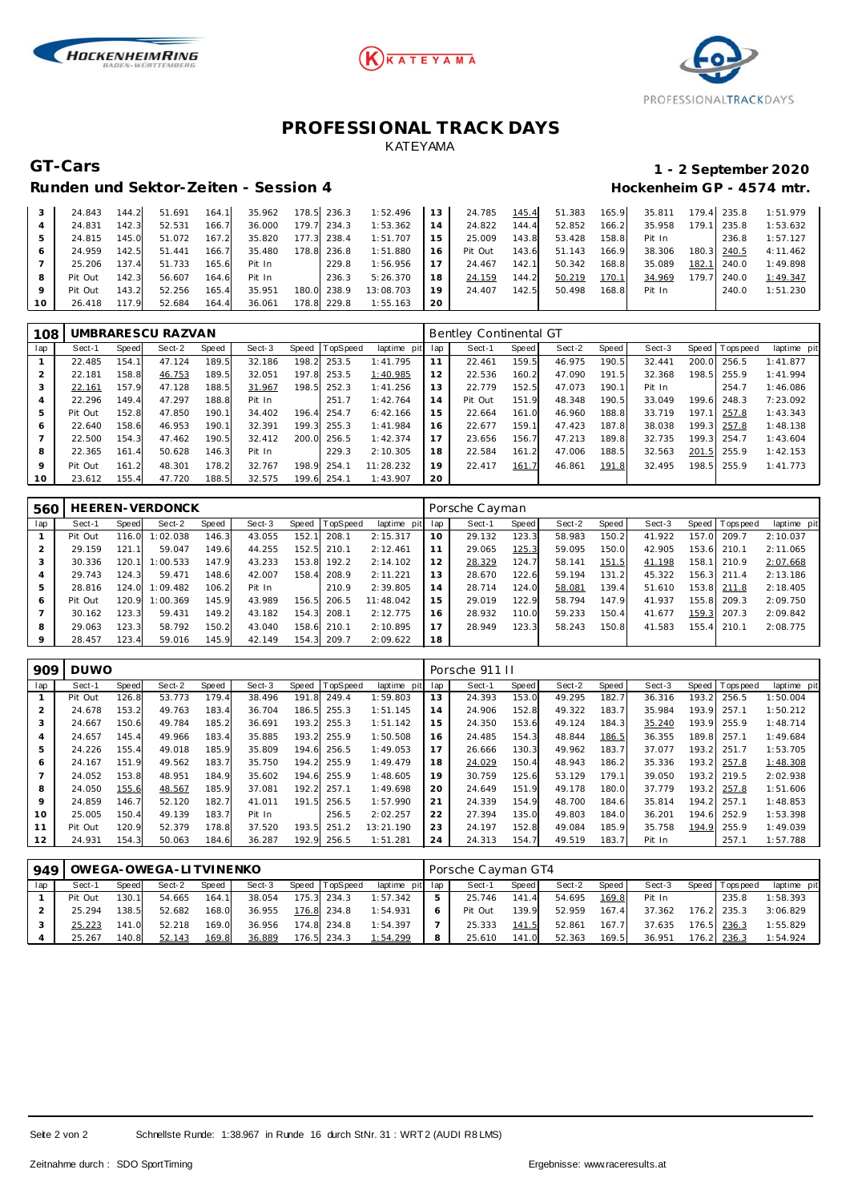# PROFESSIONAL TRACK DAYS

KATEYAMA

## GT-Cars

**1 - 2 September 2020**

### Runden und Sektor-Zeiten - Session 4

**Hockenheim GP - 4574 mtr.**

| lap | Sect-1 | Speed | Sect-2 | Speed | Sect-3 | Speed | TopSpeed | laptime pit | lap | Sect-1 | Speed | Sect-2 | Speed | Sect-3 | Speed | Topspeed | laptime pit |
|---|---|---|---|---|---|---|---|---|---|---|---|---|---|---|---|---|---|
| 3 | 24.843 | 144.2 | 51.691 | 164.1 | 35.962 | 178.5 | 236.3 | 1:52.496 | 13 | 24.785 | 145.4 | 51.383 | 165.9 | 35.811 | 179.4 | 235.8 | 1:51.979 |
| 4 | 24.831 | 142.3 | 52.531 | 166.7 | 36.000 | 179.7 | 234.3 | 1:53.362 | 14 | 24.822 | 144.4 | 52.852 | 166.2 | 35.958 | 179.1 | 235.8 | 1:53.632 |
| 5 | 24.815 | 145.0 | 51.072 | 167.2 | 35.820 | 177.3 | 238.4 | 1:51.707 | 15 | 25.009 | 143.8 | 53.428 | 158.8 | Pit In | | 236.8 | 1:57.127 |
| 6 | 24.959 | 142.5 | 51.441 | 166.7 | 35.480 | 178.8 | 236.8 | 1:51.880 | 16 | Pit Out | 143.6 | 51.143 | 166.9 | 38.306 | 180.3 | 240.5 | 4:11.462 |
| 7 | 25.206 | 137.4 | 51.733 | 165.6 | Pit In | | 229.8 | 1:56.956 | 17 | 24.467 | 142.1 | 50.342 | 168.8 | 35.089 | 182.1 | 240.0 | 1:49.898 |
| 8 | Pit Out | 142.3 | 56.607 | 164.6 | Pit In | | 236.3 | 5:26.370 | 18 | 24.159 | 144.2 | 50.219 | 170.1 | 34.969 | 179.7 | 240.0 | 1:49.347 |
| 9 | Pit Out | 143.2 | 52.256 | 165.4 | 35.951 | 180.0 | 238.9 | 13:08.703 | 19 | 24.407 | 142.5 | 50.498 | 168.8 | Pit In | | 240.0 | 1:51.230 |
| 10 | 26.418 | 117.9 | 52.684 | 164.4 | 36.061 | 178.8 | 229.8 | 1:55.163 | 20 | | | | | | | | |

**108 UMBRARESCU RAZVAN** — Bentley Continental GT

| lap | Sect-1 | Speed | Sect-2 | Speed | Sect-3 | Speed | TopSpeed | laptime pit | lap | Sect-1 | Speed | Sect-2 | Speed | Sect-3 | Speed | Topspeed | laptime pit |
|---|---|---|---|---|---|---|---|---|---|---|---|---|---|---|---|---|---|
| 1 | 22.485 | 154.1 | 47.124 | 189.5 | 32.186 | 198.2 | 253.5 | 1:41.795 | 11 | 22.461 | 159.5 | 46.975 | 190.5 | 32.441 | 200.0 | 256.5 | 1:41.877 |
| 2 | 22.181 | 158.8 | 46.753 | 189.5 | 32.051 | 197.8 | 253.5 | 1:40.985 | 12 | 22.536 | 160.2 | 47.090 | 191.5 | 32.368 | 198.5 | 255.9 | 1:41.994 |
| 3 | 22.161 | 157.9 | 47.128 | 188.5 | 31.967 | 198.5 | 252.3 | 1:41.256 | 13 | 22.779 | 152.5 | 47.073 | 190.1 | Pit In | | 254.7 | 1:46.086 |
| 4 | 22.296 | 149.4 | 47.297 | 188.8 | Pit In | | 251.7 | 1:42.764 | 14 | Pit Out | 151.9 | 48.348 | 190.5 | 33.049 | 199.6 | 248.3 | 7:23.092 |
| 5 | Pit Out | 152.8 | 47.850 | 190.1 | 34.402 | 196.4 | 254.7 | 6:42.166 | 15 | 22.664 | 161.0 | 46.960 | 188.8 | 33.719 | 197.1 | 257.8 | 1:43.343 |
| 6 | 22.640 | 158.6 | 46.953 | 190.1 | 32.391 | 199.3 | 255.3 | 1:41.984 | 16 | 22.677 | 159.1 | 47.423 | 187.8 | 38.038 | 199.3 | 257.8 | 1:48.138 |
| 7 | 22.500 | 154.3 | 47.462 | 190.5 | 32.412 | 200.0 | 256.5 | 1:42.374 | 17 | 23.656 | 156.7 | 47.213 | 189.8 | 32.735 | 199.3 | 254.7 | 1:43.604 |
| 8 | 22.365 | 161.4 | 50.628 | 146.3 | Pit In | | 229.3 | 2:10.305 | 18 | 22.584 | 161.2 | 47.006 | 188.5 | 32.563 | 201.5 | 255.9 | 1:42.153 |
| 9 | Pit Out | 161.2 | 48.301 | 178.2 | 32.767 | 198.9 | 254.1 | 11:28.232 | 19 | 22.417 | 161.7 | 46.861 | 191.8 | 32.495 | 198.5 | 255.9 | 1:41.773 |
| 10 | 23.612 | 155.4 | 47.720 | 188.5 | 32.575 | 199.6 | 254.1 | 1:43.907 | 20 | | | | | | | | |

**560 HEEREN-VERDONCK** — Porsche Cayman

| lap | Sect-1 | Speed | Sect-2 | Speed | Sect-3 | Speed | TopSpeed | laptime pit | lap | Sect-1 | Speed | Sect-2 | Speed | Sect-3 | Speed | Topspeed | laptime pit |
|---|---|---|---|---|---|---|---|---|---|---|---|---|---|---|---|---|---|
| 1 | Pit Out | 116.0 | 1:02.038 | 146.3 | 43.055 | 152.1 | 208.1 | 2:15.317 | 10 | 29.132 | 123.3 | 58.983 | 150.2 | 41.922 | 157.0 | 209.7 | 2:10.037 |
| 2 | 29.159 | 121.1 | 59.047 | 149.6 | 44.255 | 152.5 | 210.1 | 2:12.461 | 11 | 29.065 | 125.3 | 59.095 | 150.0 | 42.905 | 153.6 | 210.1 | 2:11.065 |
| 3 | 30.336 | 120.1 | 1:00.533 | 147.9 | 43.233 | 153.8 | 192.2 | 2:14.102 | 12 | 28.329 | 124.7 | 58.141 | 151.5 | 41.198 | 158.1 | 210.9 | 2:07.668 |
| 4 | 29.743 | 124.3 | 59.471 | 148.6 | 42.007 | 158.4 | 208.9 | 2:11.221 | 13 | 28.670 | 122.6 | 59.194 | 131.2 | 45.322 | 156.3 | 211.4 | 2:13.186 |
| 5 | 28.816 | 124.0 | 1:09.482 | 106.2 | Pit In | | 210.9 | 2:39.805 | 14 | 28.714 | 124.0 | 58.081 | 139.4 | 51.610 | 153.8 | 211.8 | 2:18.405 |
| 6 | Pit Out | 120.9 | 1:00.369 | 145.9 | 43.989 | 156.5 | 206.5 | 11:48.042 | 15 | 29.019 | 122.9 | 58.794 | 147.9 | 41.937 | 155.8 | 209.3 | 2:09.750 |
| 7 | 30.162 | 123.3 | 59.431 | 149.2 | 43.182 | 154.3 | 208.1 | 2:12.775 | 16 | 28.932 | 110.0 | 59.233 | 150.4 | 41.677 | 159.3 | 207.3 | 2:09.842 |
| 8 | 29.063 | 123.3 | 58.792 | 150.2 | 43.040 | 158.6 | 210.1 | 2:10.895 | 17 | 28.949 | 123.3 | 58.243 | 150.8 | 41.583 | 155.4 | 210.1 | 2:08.775 |
| 9 | 28.457 | 123.4 | 59.016 | 145.9 | 42.149 | 154.3 | 209.7 | 2:09.622 | 18 | | | | | | | | |

**909 DUWO** — Porsche 911 II

| lap | Sect-1 | Speed | Sect-2 | Speed | Sect-3 | Speed | TopSpeed | laptime pit | lap | Sect-1 | Speed | Sect-2 | Speed | Sect-3 | Speed | Topspeed | laptime pit |
|---|---|---|---|---|---|---|---|---|---|---|---|---|---|---|---|---|---|
| 1 | Pit Out | 126.8 | 53.773 | 179.4 | 38.496 | 191.8 | 249.4 | 1:59.803 | 13 | 24.393 | 153.0 | 49.295 | 182.7 | 36.316 | 193.2 | 256.5 | 1:50.004 |
| 2 | 24.678 | 153.2 | 49.763 | 183.4 | 36.704 | 186.5 | 255.3 | 1:51.145 | 14 | 24.906 | 152.8 | 49.322 | 183.7 | 35.984 | 193.9 | 257.1 | 1:50.212 |
| 3 | 24.667 | 150.6 | 49.784 | 185.2 | 36.691 | 193.2 | 255.3 | 1:51.142 | 15 | 24.350 | 153.6 | 49.124 | 184.3 | 35.240 | 193.9 | 255.9 | 1:48.714 |
| 4 | 24.657 | 145.4 | 49.966 | 183.4 | 35.885 | 193.2 | 255.9 | 1:50.508 | 16 | 24.485 | 154.3 | 48.844 | 186.5 | 36.355 | 189.8 | 257.1 | 1:49.684 |
| 5 | 24.226 | 155.4 | 49.018 | 185.9 | 35.809 | 194.6 | 256.5 | 1:49.053 | 17 | 26.666 | 130.3 | 49.962 | 183.7 | 37.077 | 193.2 | 251.7 | 1:53.705 |
| 6 | 24.167 | 151.9 | 49.562 | 183.7 | 35.750 | 194.2 | 255.9 | 1:49.479 | 18 | 24.029 | 150.4 | 48.943 | 186.2 | 35.336 | 193.2 | 257.8 | 1:48.308 |
| 7 | 24.052 | 153.8 | 48.951 | 184.9 | 35.602 | 194.6 | 255.9 | 1:48.605 | 19 | 30.759 | 125.6 | 53.129 | 179.1 | 39.050 | 193.2 | 219.5 | 2:02.938 |
| 8 | 24.050 | 155.6 | 48.567 | 185.9 | 37.081 | 192.2 | 257.1 | 1:49.698 | 20 | 24.649 | 151.9 | 49.178 | 180.0 | 37.779 | 193.2 | 257.8 | 1:51.606 |
| 9 | 24.859 | 146.7 | 52.120 | 182.7 | 41.011 | 191.5 | 256.5 | 1:57.990 | 21 | 24.339 | 154.9 | 48.700 | 184.6 | 35.814 | 194.2 | 257.1 | 1:48.853 |
| 10 | 25.005 | 150.4 | 49.139 | 183.7 | Pit In | | 256.5 | 2:02.257 | 22 | 27.394 | 135.0 | 49.803 | 184.0 | 36.201 | 194.6 | 252.9 | 1:53.398 |
| 11 | Pit Out | 120.9 | 52.379 | 178.8 | 37.520 | 193.5 | 251.2 | 13:21.190 | 23 | 24.197 | 152.8 | 49.084 | 185.9 | 35.758 | 194.9 | 255.9 | 1:49.039 |
| 12 | 24.931 | 154.3 | 50.063 | 184.6 | 36.287 | 192.9 | 256.5 | 1:51.281 | 24 | 24.313 | 154.7 | 49.519 | 183.7 | Pit In | | 257.1 | 1:57.788 |

**949 OWEGA-OWEGA-LITVINENKO** — Porsche Cayman GT4

| lap | Sect-1 | Speed | Sect-2 | Speed | Sect-3 | Speed | TopSpeed | laptime pit | lap | Sect-1 | Speed | Sect-2 | Speed | Sect-3 | Speed | Topspeed | laptime pit |
|---|---|---|---|---|---|---|---|---|---|---|---|---|---|---|---|---|---|
| 1 | Pit Out | 130.1 | 54.665 | 164.1 | 38.054 | 175.3 | 234.3 | 1:57.342 | 5 | 25.746 | 141.4 | 54.695 | 169.8 | Pit In | | 235.8 | 1:58.393 |
| 2 | 25.294 | 138.5 | 52.682 | 168.0 | 36.955 | 176.8 | 234.8 | 1:54.931 | 6 | Pit Out | 139.9 | 52.959 | 167.4 | 37.362 | 176.2 | 235.3 | 3:06.829 |
| 3 | 25.223 | 141.0 | 52.218 | 169.0 | 36.956 | 174.8 | 234.8 | 1:54.397 | 7 | 25.333 | 141.5 | 52.861 | 167.7 | 37.635 | 176.5 | 236.3 | 1:55.829 |
| 4 | 25.267 | 140.8 | 52.143 | 169.8 | 36.889 | 176.5 | 234.3 | 1:54.299 | 8 | 25.610 | 141.0 | 52.363 | 169.5 | 36.951 | 176.2 | 236.3 | 1:54.924 |

Schnellste Runde: 1:38.967 in Runde 16 durch StNr. 31 : WRT2 (AUDI R8 LMS)

Zeitnahme durch : SDO SportTiming

Ergebnisse: www.raceresults.at